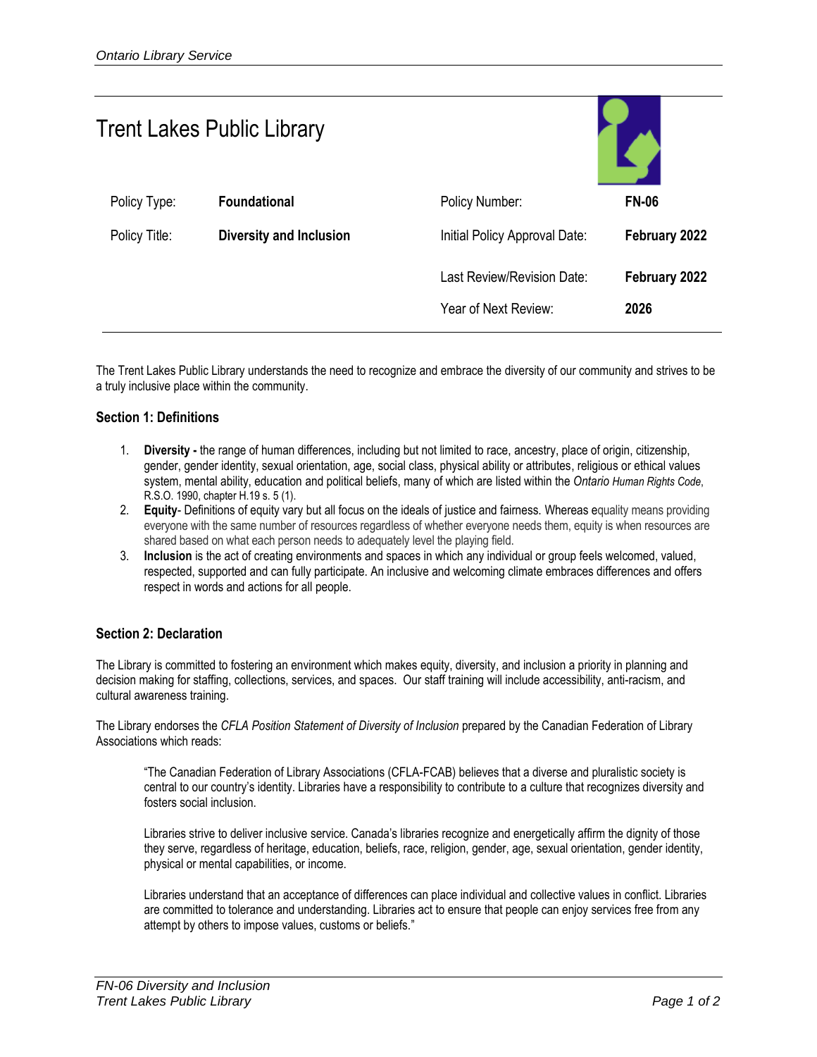# Trent Lakes Public Library

| Policy Type: | **Foundational** | Policy Number: | **FN-06** |
|---|---|---|---|
| Policy Title: | **Diversity and Inclusion** | Initial Policy Approval Date: | **February 2022** |
| | | Last Review/Revision Date: | **February 2022** |
| | | Year of Next Review: | **2026** |

The Trent Lakes Public Library understands the need to recognize and embrace the diversity of our community and strives to be a truly inclusive place within the community.

### Section 1: Definitions

1. **Diversity -** the range of human differences, including but not limited to race, ancestry, place of origin, citizenship, gender, gender identity, sexual orientation, age, social class, physical ability or attributes, religious or ethical values system, mental ability, education and political beliefs, many of which are listed within the *Ontario Human Rights Code*, R.S.O. 1990, chapter H.19 s. 5 (1).
2. **Equity**- Definitions of equity vary but all focus on the ideals of justice and fairness. Whereas equality means providing everyone with the same number of resources regardless of whether everyone needs them, equity is when resources are shared based on what each person needs to adequately level the playing field.
3. **Inclusion** is the act of creating environments and spaces in which any individual or group feels welcomed, valued, respected, supported and can fully participate. An inclusive and welcoming climate embraces differences and offers respect in words and actions for all people.

### Section 2: Declaration

The Library is committed to fostering an environment which makes equity, diversity, and inclusion a priority in planning and decision making for staffing, collections, services, and spaces. Our staff training will include accessibility, anti-racism, and cultural awareness training.

The Library endorses the *CFLA Position Statement of Diversity of Inclusion* prepared by the Canadian Federation of Library Associations which reads:

> "The Canadian Federation of Library Associations (CFLA-FCAB) believes that a diverse and pluralistic society is central to our country's identity. Libraries have a responsibility to contribute to a culture that recognizes diversity and fosters social inclusion.
>
> Libraries strive to deliver inclusive service. Canada's libraries recognize and energetically affirm the dignity of those they serve, regardless of heritage, education, beliefs, race, religion, gender, age, sexual orientation, gender identity, physical or mental capabilities, or income.
>
> Libraries understand that an acceptance of differences can place individual and collective values in conflict. Libraries are committed to tolerance and understanding. Libraries act to ensure that people can enjoy services free from any attempt by others to impose values, customs or beliefs."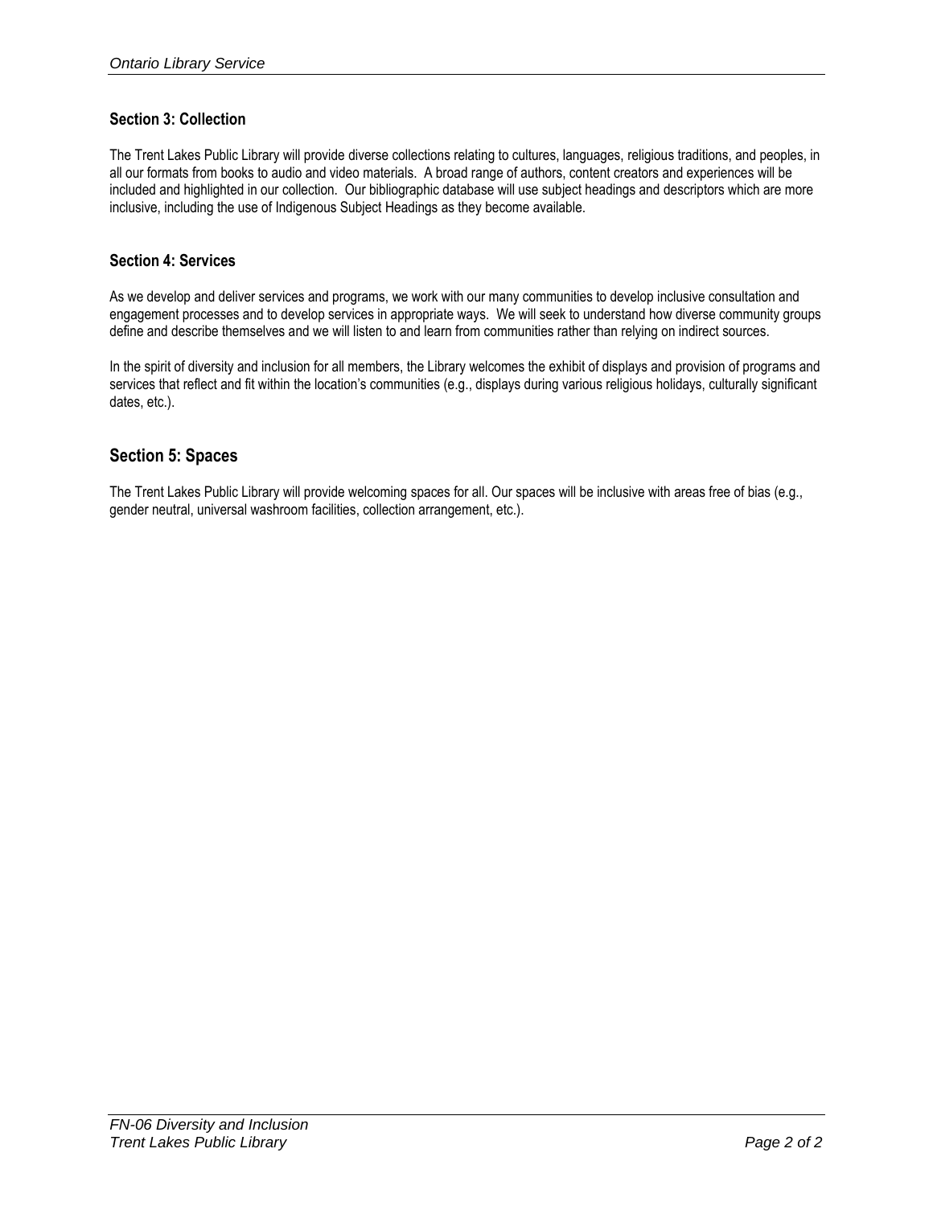### Section 3: Collection

The Trent Lakes Public Library will provide diverse collections relating to cultures, languages, religious traditions, and peoples, in all our formats from books to audio and video materials. A broad range of authors, content creators and experiences will be included and highlighted in our collection. Our bibliographic database will use subject headings and descriptors which are more inclusive, including the use of Indigenous Subject Headings as they become available.

### Section 4: Services

As we develop and deliver services and programs, we work with our many communities to develop inclusive consultation and engagement processes and to develop services in appropriate ways. We will seek to understand how diverse community groups define and describe themselves and we will listen to and learn from communities rather than relying on indirect sources.

In the spirit of diversity and inclusion for all members, the Library welcomes the exhibit of displays and provision of programs and services that reflect and fit within the location's communities (e.g., displays during various religious holidays, culturally significant dates, etc.).

## Section 5: Spaces

The Trent Lakes Public Library will provide welcoming spaces for all. Our spaces will be inclusive with areas free of bias (e.g., gender neutral, universal washroom facilities, collection arrangement, etc.).